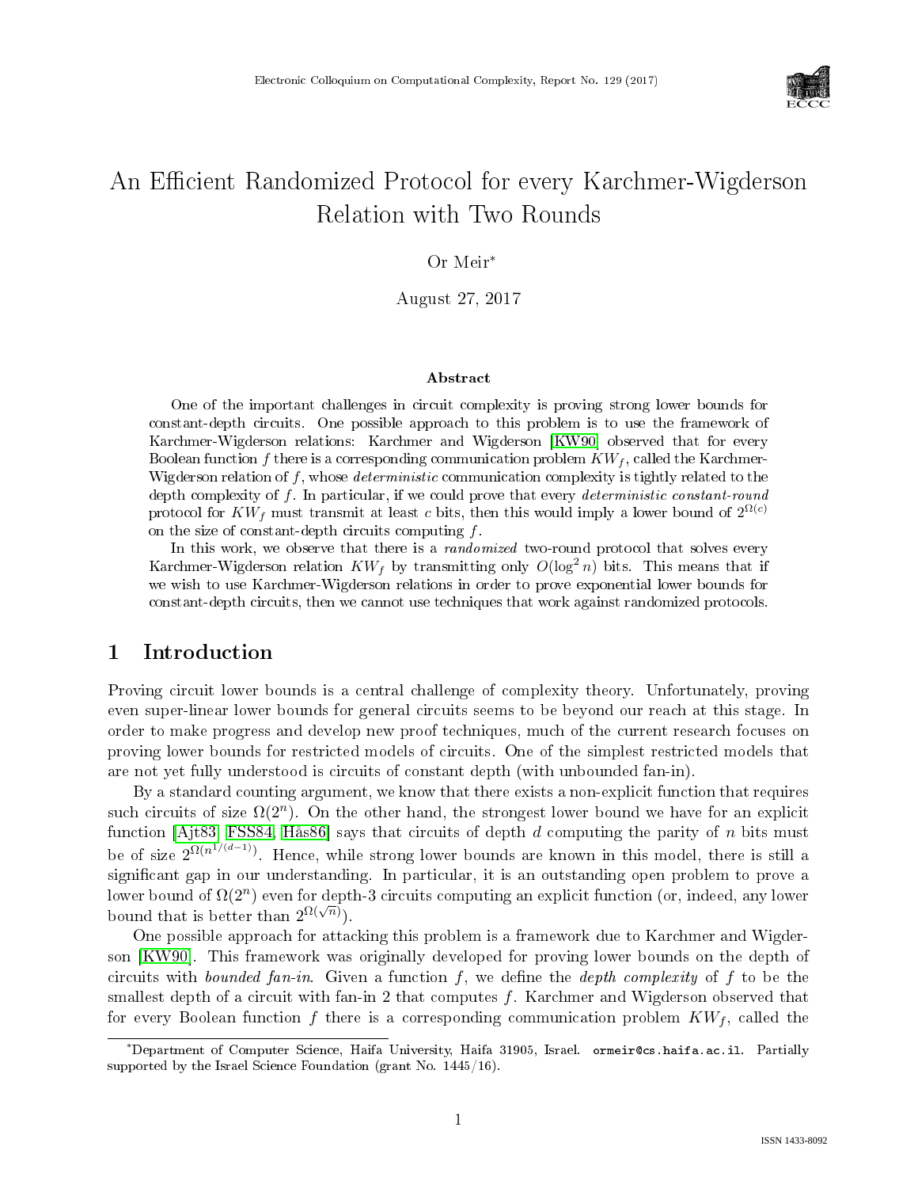# An Efficient Randomized Protocol for every Karchmer-Wigderson Relation with Two Rounds

Or Meir*

August 27, 2017

### Abstract

One of the important challenges in circuit complexity is proving strong lower bounds for constant-depth circuits. One possible approach to this problem is to use the framework of Karchmer-Wigderson relations: Karchmer and Wigderson [KW90] observed that for every Boolean function $f$ there is a corresponding communication problem $KW_f$, called the Karchmer-Wigderson relation of $f$, whose *deterministic* communication complexity is tightly related to the depth complexity of $f$. In particular, if we could prove that every *deterministic constant-round* protocol for $KW_f$ must transmit at least $c$ bits, then this would imply a lower bound of $2^{\Omega(c)}$ on the size of constant-depth circuits computing $f$.

In this work, we observe that there is a *randomized* two-round protocol that solves every Karchmer-Wigderson relation $KW_f$ by transmitting only $O(\log^2 n)$ bits. This means that if we wish to use Karchmer-Wigderson relations in order to prove exponential lower bounds for constant-depth circuits, then we cannot use techniques that work against randomized protocols.

## 1 Introduction

Proving circuit lower bounds is a central challenge of complexity theory. Unfortunately, proving even super-linear lower bounds for general circuits seems to be beyond our reach at this stage. In order to make progress and develop new proof techniques, much of the current research focuses on proving lower bounds for restricted models of circuits. One of the simplest restricted models that are not yet fully understood is circuits of constant depth (with unbounded fan-in).

By a standard counting argument, we know that there exists a non-explicit function that requires such circuits of size $\Omega(2^n)$. On the other hand, the strongest lower bound we have for an explicit function [Ajt83, FSS84, Hås86] says that circuits of depth $d$ computing the parity of $n$ bits must be of size $2^{\Omega(n^{1/(d-1)})}$. Hence, while strong lower bounds are known in this model, there is still a significant gap in our understanding. In particular, it is an outstanding open problem to prove a lower bound of $\Omega(2^n)$ even for depth-3 circuits computing an explicit function (or, indeed, any lower bound that is better than $2^{\Omega(\sqrt{n})}$).

One possible approach for attacking this problem is a framework due to Karchmer and Wigderson [KW90]. This framework was originally developed for proving lower bounds on the depth of circuits with *bounded fan-in*. Given a function $f$, we define the *depth complexity* of $f$ to be the smallest depth of a circuit with fan-in 2 that computes $f$. Karchmer and Wigderson observed that for every Boolean function $f$ there is a corresponding communication problem $KW_f$, called the

*Department of Computer Science, Haifa University, Haifa 31905, Israel. ormeir@cs.haifa.ac.il. Partially supported by the Israel Science Foundation (grant No. 1445/16).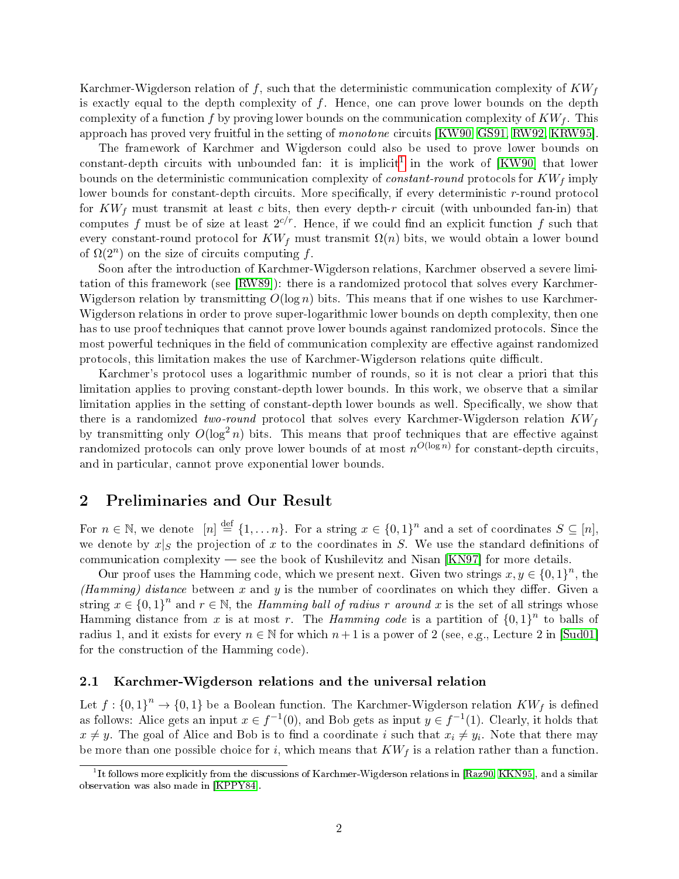Karchmer-Wigderson relation of $f$, such that the deterministic communication complexity of $KW_f$ is exactly equal to the depth complexity of $f$. Hence, one can prove lower bounds on the depth complexity of a function $f$ by proving lower bounds on the communication complexity of $KW_f$. This approach has proved very fruitful in the setting of *monotone* circuits [KW90, GS91, RW92, KRW95].

The framework of Karchmer and Wigderson could also be used to prove lower bounds on constant-depth circuits with unbounded fan: it is implicit[1] in the work of [KW90] that lower bounds on the deterministic communication complexity of *constant-round* protocols for $KW_f$ imply lower bounds for constant-depth circuits. More specifically, if every deterministic $r$-round protocol for $KW_f$ must transmit at least $c$ bits, then every depth-$r$ circuit (with unbounded fan-in) that computes $f$ must be of size at least $2^{c/r}$. Hence, if we could find an explicit function $f$ such that every constant-round protocol for $KW_f$ must transmit $\Omega(n)$ bits, we would obtain a lower bound of $\Omega(2^n)$ on the size of circuits computing $f$.

Soon after the introduction of Karchmer-Wigderson relations, Karchmer observed a severe limitation of this framework (see [RW89]): there is a randomized protocol that solves every Karchmer-Wigderson relation by transmitting $O(\log n)$ bits. This means that if one wishes to use Karchmer-Wigderson relations in order to prove super-logarithmic lower bounds on depth complexity, then one has to use proof techniques that cannot prove lower bounds against randomized protocols. Since the most powerful techniques in the field of communication complexity are effective against randomized protocols, this limitation makes the use of Karchmer-Wigderson relations quite difficult.

Karchmer's protocol uses a logarithmic number of rounds, so it is not clear a priori that this limitation applies to proving constant-depth lower bounds. In this work, we observe that a similar limitation applies in the setting of constant-depth lower bounds as well. Specifically, we show that there is a randomized *two-round* protocol that solves every Karchmer-Wigderson relation $KW_f$ by transmitting only $O(\log^2 n)$ bits. This means that proof techniques that are effective against randomized protocols can only prove lower bounds of at most $n^{O(\log n)}$ for constant-depth circuits, and in particular, cannot prove exponential lower bounds.

## 2 Preliminaries and Our Result

For $n \in \mathbb{N}$, we denote $[n] \stackrel{\text{def}}{=} \{1, \dots n\}$. For a string $x \in \{0,1\}^n$ and a set of coordinates $S \subseteq [n]$, we denote by $x|_S$ the projection of $x$ to the coordinates in $S$. We use the standard definitions of communication complexity — see the book of Kushilevitz and Nisan [KN97] for more details.

Our proof uses the Hamming code, which we present next. Given two strings $x, y \in \{0,1\}^n$, the *(Hamming) distance* between $x$ and $y$ is the number of coordinates on which they differ. Given a string $x \in \{0,1\}^n$ and $r \in \mathbb{N}$, the *Hamming ball of radius $r$ around $x$* is the set of all strings whose Hamming distance from $x$ is at most $r$. The *Hamming code* is a partition of $\{0,1\}^n$ to balls of radius 1, and it exists for every $n \in \mathbb{N}$ for which $n+1$ is a power of 2 (see, e.g., Lecture 2 in [Sud01] for the construction of the Hamming code).

### 2.1 Karchmer-Wigderson relations and the universal relation

Let $f : \{0,1\}^n \to \{0,1\}$ be a Boolean function. The Karchmer-Wigderson relation $KW_f$ is defined as follows: Alice gets an input $x \in f^{-1}(0)$, and Bob gets as input $y \in f^{-1}(1)$. Clearly, it holds that $x \neq y$. The goal of Alice and Bob is to find a coordinate $i$ such that $x_i \neq y_i$. Note that there may be more than one possible choice for $i$, which means that $KW_f$ is a relation rather than a function.

[1] It follows more explicitly from the discussions of Karchmer-Wigderson relations in [Raz90, KKN95], and a similar observation was also made in [KPPY84].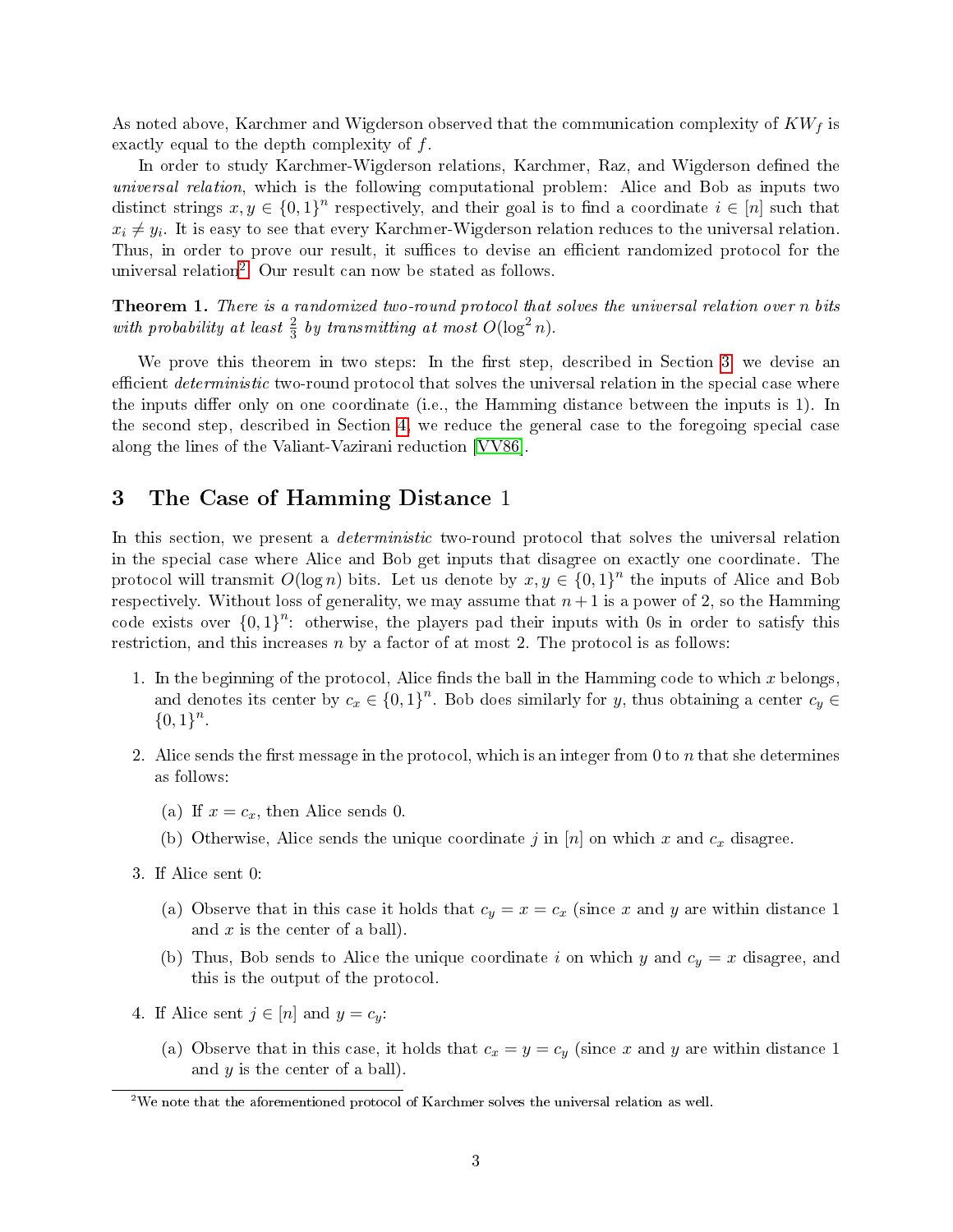As noted above, Karchmer and Wigderson observed that the communication complexity of $KW_f$ is exactly equal to the depth complexity of $f$.

In order to study Karchmer-Wigderson relations, Karchmer, Raz, and Wigderson defined the *universal relation*, which is the following computational problem: Alice and Bob as inputs two distinct strings $x, y \in \{0,1\}^n$ respectively, and their goal is to find a coordinate $i \in [n]$ such that $x_i \neq y_i$. It is easy to see that every Karchmer-Wigderson relation reduces to the universal relation. Thus, in order to prove our result, it suffices to devise an efficient randomized protocol for the universal relation[2]. Our result can now be stated as follows.

**Theorem 1.** *There is a randomized two-round protocol that solves the universal relation over n bits with probability at least $\frac{2}{3}$ by transmitting at most $O(\log^2 n)$.*

We prove this theorem in two steps: In the first step, described in Section 3, we devise an efficient *deterministic* two-round protocol that solves the universal relation in the special case where the inputs differ only on one coordinate (i.e., the Hamming distance between the inputs is 1). In the second step, described in Section 4, we reduce the general case to the foregoing special case along the lines of the Valiant-Vazirani reduction [VV86].

## 3 The Case of Hamming Distance 1

In this section, we present a *deterministic* two-round protocol that solves the universal relation in the special case where Alice and Bob get inputs that disagree on exactly one coordinate. The protocol will transmit $O(\log n)$ bits. Let us denote by $x, y \in \{0,1\}^n$ the inputs of Alice and Bob respectively. Without loss of generality, we may assume that $n+1$ is a power of 2, so the Hamming code exists over $\{0,1\}^n$: otherwise, the players pad their inputs with 0s in order to satisfy this restriction, and this increases $n$ by a factor of at most 2. The protocol is as follows:

1. In the beginning of the protocol, Alice finds the ball in the Hamming code to which $x$ belongs, and denotes its center by $c_x \in \{0,1\}^n$. Bob does similarly for $y$, thus obtaining a center $c_y \in \{0,1\}^n$.
2. Alice sends the first message in the protocol, which is an integer from 0 to $n$ that she determines as follows:
   (a) If $x = c_x$, then Alice sends 0.
   (b) Otherwise, Alice sends the unique coordinate $j$ in $[n]$ on which $x$ and $c_x$ disagree.
3. If Alice sent 0:
   (a) Observe that in this case it holds that $c_y = x = c_x$ (since $x$ and $y$ are within distance 1 and $x$ is the center of a ball).
   (b) Thus, Bob sends to Alice the unique coordinate $i$ on which $y$ and $c_y = x$ disagree, and this is the output of the protocol.
4. If Alice sent $j \in [n]$ and $y = c_y$:
   (a) Observe that in this case, it holds that $c_x = y = c_y$ (since $x$ and $y$ are within distance 1 and $y$ is the center of a ball).

[2] We note that the aforementioned protocol of Karchmer solves the universal relation as well.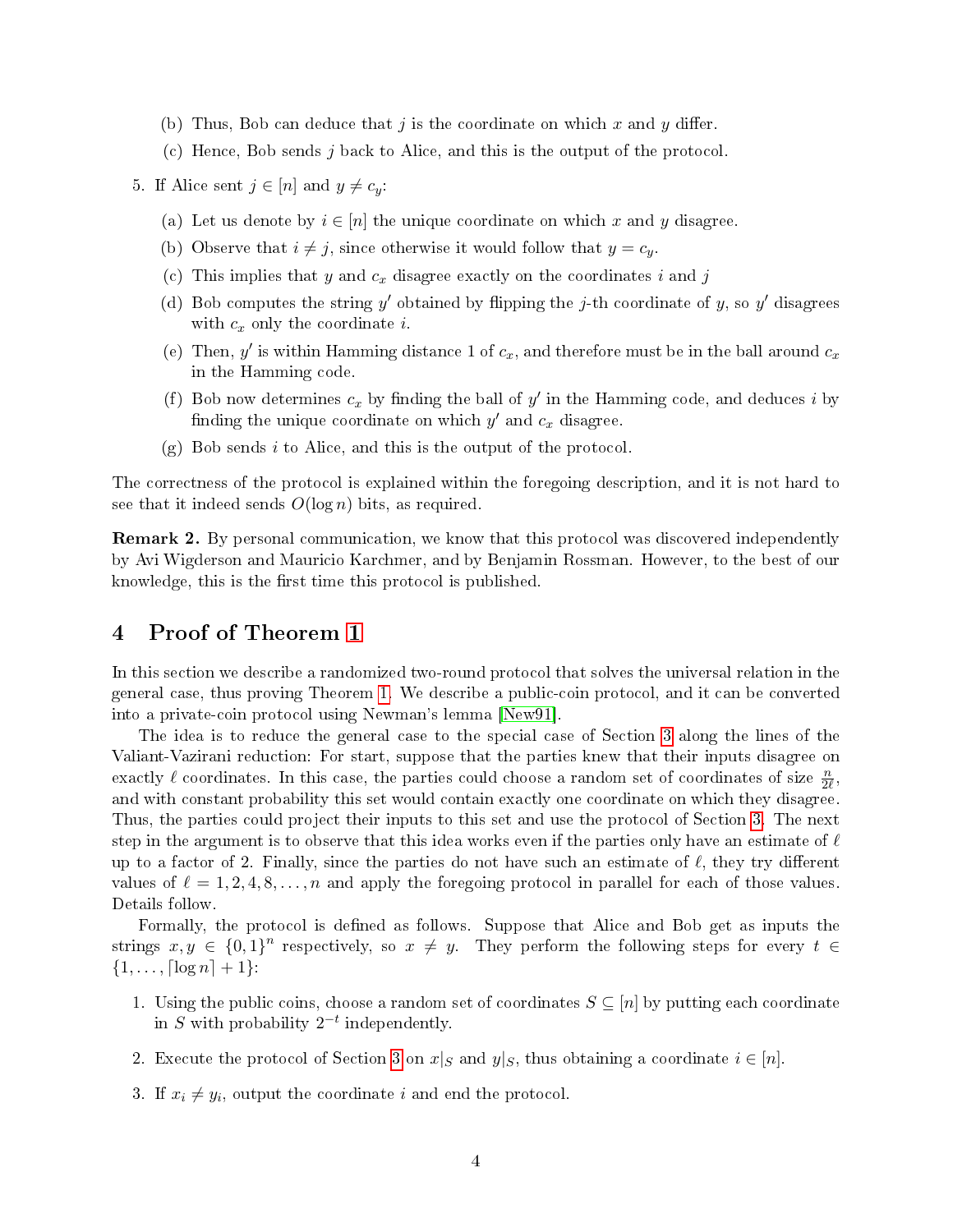(b) Thus, Bob can deduce that $j$ is the coordinate on which $x$ and $y$ differ.

   (c) Hence, Bob sends $j$ back to Alice, and this is the output of the protocol.

5. If Alice sent $j \in [n]$ and $y \neq c_y$:

   (a) Let us denote by $i \in [n]$ the unique coordinate on which $x$ and $y$ disagree.

   (b) Observe that $i \neq j$, since otherwise it would follow that $y = c_y$.

   (c) This implies that $y$ and $c_x$ disagree exactly on the coordinates $i$ and $j$

   (d) Bob computes the string $y'$ obtained by flipping the $j$-th coordinate of $y$, so $y'$ disagrees with $c_x$ only the coordinate $i$.

   (e) Then, $y'$ is within Hamming distance 1 of $c_x$, and therefore must be in the ball around $c_x$ in the Hamming code.

   (f) Bob now determines $c_x$ by finding the ball of $y'$ in the Hamming code, and deduces $i$ by finding the unique coordinate on which $y'$ and $c_x$ disagree.

   (g) Bob sends $i$ to Alice, and this is the output of the protocol.

The correctness of the protocol is explained within the foregoing description, and it is not hard to see that it indeed sends $O(\log n)$ bits, as required.

**Remark 2.** By personal communication, we know that this protocol was discovered independently by Avi Wigderson and Mauricio Karchmer, and by Benjamin Rossman. However, to the best of our knowledge, this is the first time this protocol is published.

# 4 Proof of Theorem 1

In this section we describe a randomized two-round protocol that solves the universal relation in the general case, thus proving Theorem 1. We describe a public-coin protocol, and it can be converted into a private-coin protocol using Newman's lemma [New91].

The idea is to reduce the general case to the special case of Section 3 along the lines of the Valiant-Vazirani reduction: For start, suppose that the parties knew that their inputs disagree on exactly $\ell$ coordinates. In this case, the parties could choose a random set of coordinates of size $\frac{n}{2\ell}$, and with constant probability this set would contain exactly one coordinate on which they disagree. Thus, the parties could project their inputs to this set and use the protocol of Section 3. The next step in the argument is to observe that this idea works even if the parties only have an estimate of $\ell$ up to a factor of 2. Finally, since the parties do not have such an estimate of $\ell$, they try different values of $\ell = 1, 2, 4, 8, \ldots, n$ and apply the foregoing protocol in parallel for each of those values. Details follow.

Formally, the protocol is defined as follows. Suppose that Alice and Bob get as inputs the strings $x, y \in \{0,1\}^n$ respectively, so $x \neq y$. They perform the following steps for every $t \in \{1, \ldots, \lceil \log n \rceil + 1\}$:

1. Using the public coins, choose a random set of coordinates $S \subseteq [n]$ by putting each coordinate in $S$ with probability $2^{-t}$ independently.

2. Execute the protocol of Section 3 on $x|_S$ and $y|_S$, thus obtaining a coordinate $i \in [n]$.

3. If $x_i \neq y_i$, output the coordinate $i$ and end the protocol.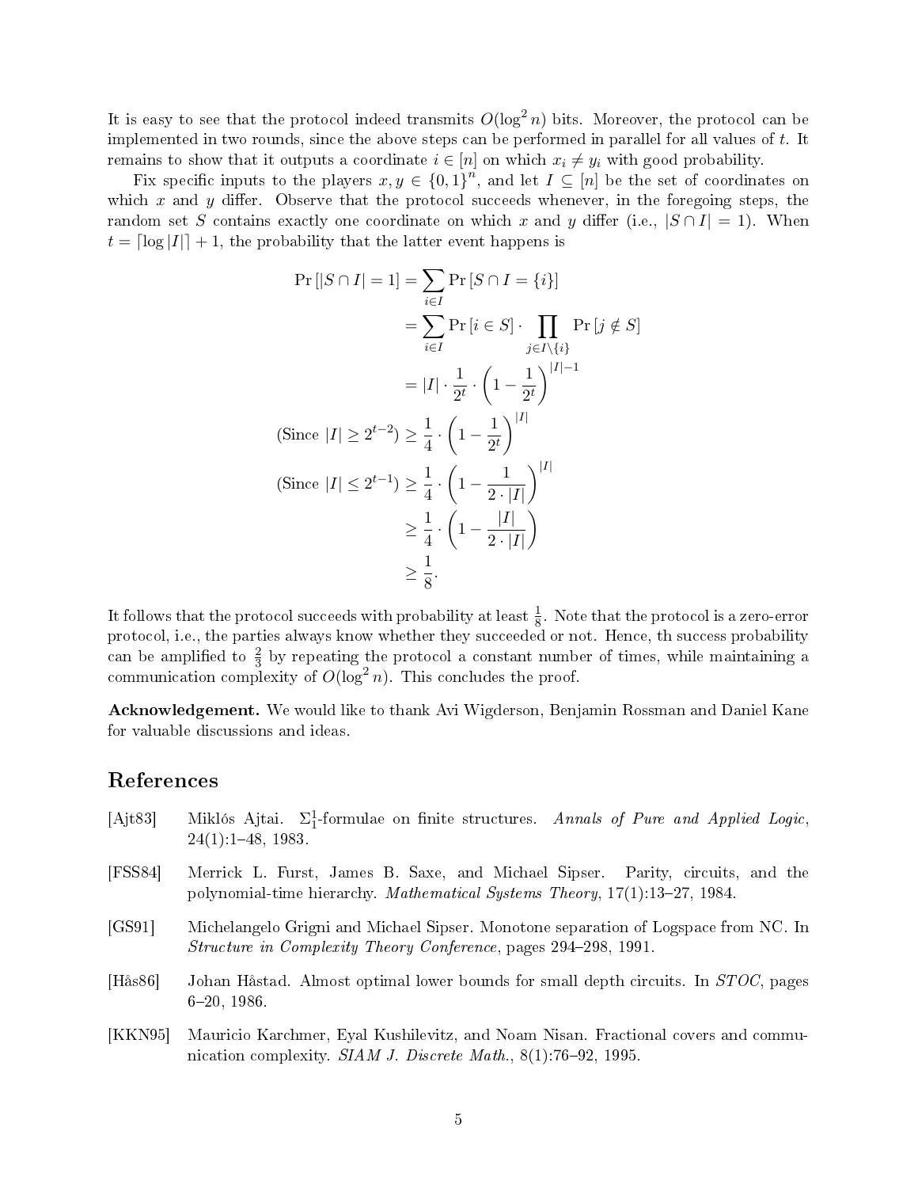It is easy to see that the protocol indeed transmits $O(\log^2 n)$ bits. Moreover, the protocol can be implemented in two rounds, since the above steps can be performed in parallel for all values of $t$. It remains to show that it outputs a coordinate $i \in [n]$ on which $x_i \neq y_i$ with good probability.

Fix specific inputs to the players $x, y \in \{0,1\}^n$, and let $I \subseteq [n]$ be the set of coordinates on which $x$ and $y$ differ. Observe that the protocol succeeds whenever, in the foregoing steps, the random set $S$ contains exactly one coordinate on which $x$ and $y$ differ (i.e., $|S \cap I| = 1$). When $t = \lceil \log |I| \rceil + 1$, the probability that the latter event happens is

$$
\begin{aligned}
\Pr\left[|S \cap I| = 1\right] &= \sum_{i \in I} \Pr\left[S \cap I = \{i\}\right] \\
&= \sum_{i \in I} \Pr\left[i \in S\right] \cdot \prod_{j \in I \setminus \{i\}} \Pr\left[j \notin S\right] \\
&= |I| \cdot \frac{1}{2^t} \cdot \left(1 - \frac{1}{2^t}\right)^{|I|-1} \\
(\text{Since } |I| \geq 2^{t-2}) &\geq \frac{1}{4} \cdot \left(1 - \frac{1}{2^t}\right)^{|I|} \\
(\text{Since } |I| \leq 2^{t-1}) &\geq \frac{1}{4} \cdot \left(1 - \frac{1}{2 \cdot |I|}\right)^{|I|} \\
&\geq \frac{1}{4} \cdot \left(1 - \frac{|I|}{2 \cdot |I|}\right) \\
&\geq \frac{1}{8}.
\end{aligned}
$$

It follows that the protocol succeeds with probability at least $\frac{1}{8}$. Note that the protocol is a zero-error protocol, i.e., the parties always know whether they succeeded or not. Hence, th success probability can be amplified to $\frac{2}{3}$ by repeating the protocol a constant number of times, while maintaining a communication complexity of $O(\log^2 n)$. This concludes the proof.

**Acknowledgement.** We would like to thank Avi Wigderson, Benjamin Rossman and Daniel Kane for valuable discussions and ideas.

# References

[Ajt83] Miklós Ajtai. $\Sigma_1^1$-formulae on finite structures. *Annals of Pure and Applied Logic*, 24(1):1–48, 1983.

[FSS84] Merrick L. Furst, James B. Saxe, and Michael Sipser. Parity, circuits, and the polynomial-time hierarchy. *Mathematical Systems Theory*, 17(1):13–27, 1984.

[GS91] Michelangelo Grigni and Michael Sipser. Monotone separation of Logspace from NC. In *Structure in Complexity Theory Conference*, pages 294–298, 1991.

[Hås86] Johan Håstad. Almost optimal lower bounds for small depth circuits. In *STOC*, pages 6–20, 1986.

[KKN95] Mauricio Karchmer, Eyal Kushilevitz, and Noam Nisan. Fractional covers and communication complexity. *SIAM J. Discrete Math.*, 8(1):76–92, 1995.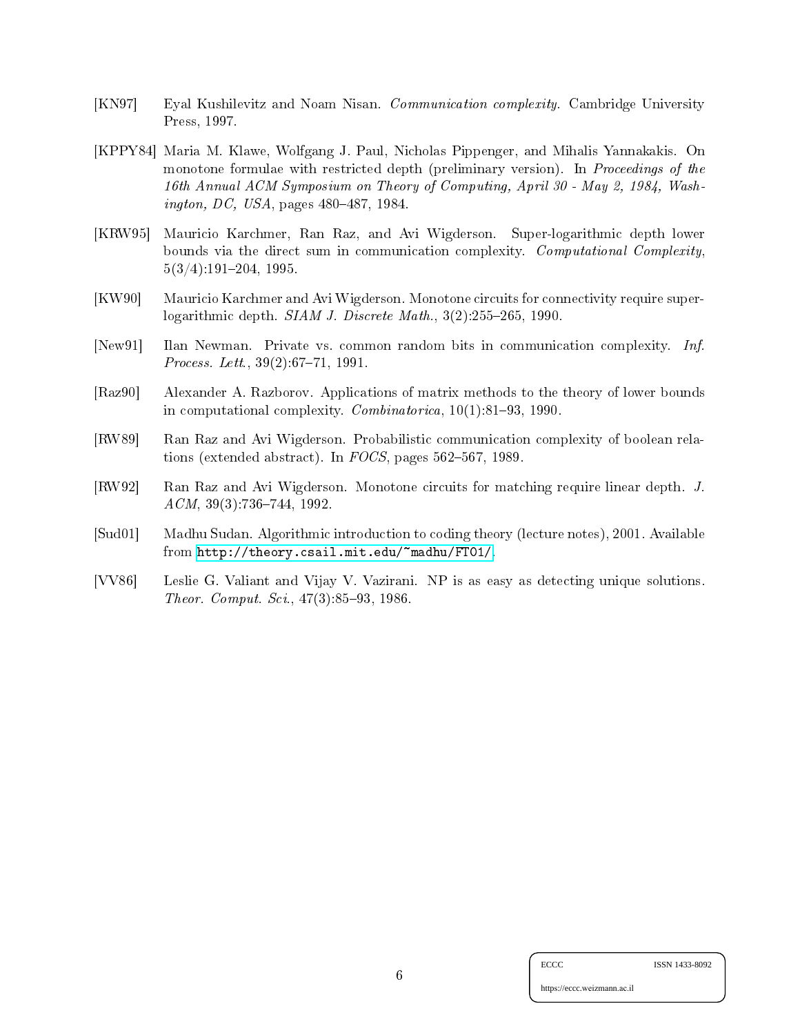[KN97] Eyal Kushilevitz and Noam Nisan. *Communication complexity*. Cambridge University Press, 1997.

[KPPY84] Maria M. Klawe, Wolfgang J. Paul, Nicholas Pippenger, and Mihalis Yannakakis. On monotone formulae with restricted depth (preliminary version). In *Proceedings of the 16th Annual ACM Symposium on Theory of Computing, April 30 - May 2, 1984, Washington, DC, USA*, pages 480–487, 1984.

[KRW95] Mauricio Karchmer, Ran Raz, and Avi Wigderson. Super-logarithmic depth lower bounds via the direct sum in communication complexity. *Computational Complexity*, 5(3/4):191–204, 1995.

[KW90] Mauricio Karchmer and Avi Wigderson. Monotone circuits for connectivity require super-logarithmic depth. *SIAM J. Discrete Math.*, 3(2):255–265, 1990.

[New91] Ilan Newman. Private vs. common random bits in communication complexity. *Inf. Process. Lett.*, 39(2):67–71, 1991.

[Raz90] Alexander A. Razborov. Applications of matrix methods to the theory of lower bounds in computational complexity. *Combinatorica*, 10(1):81–93, 1990.

[RW89] Ran Raz and Avi Wigderson. Probabilistic communication complexity of boolean relations (extended abstract). In *FOCS*, pages 562–567, 1989.

[RW92] Ran Raz and Avi Wigderson. Monotone circuits for matching require linear depth. *J. ACM*, 39(3):736–744, 1992.

[Sud01] Madhu Sudan. Algorithmic introduction to coding theory (lecture notes), 2001. Available from http://theory.csail.mit.edu/~madhu/FT01/.

[VV86] Leslie G. Valiant and Vijay V. Vazirani. NP is as easy as detecting unique solutions. *Theor. Comput. Sci.*, 47(3):85–93, 1986.